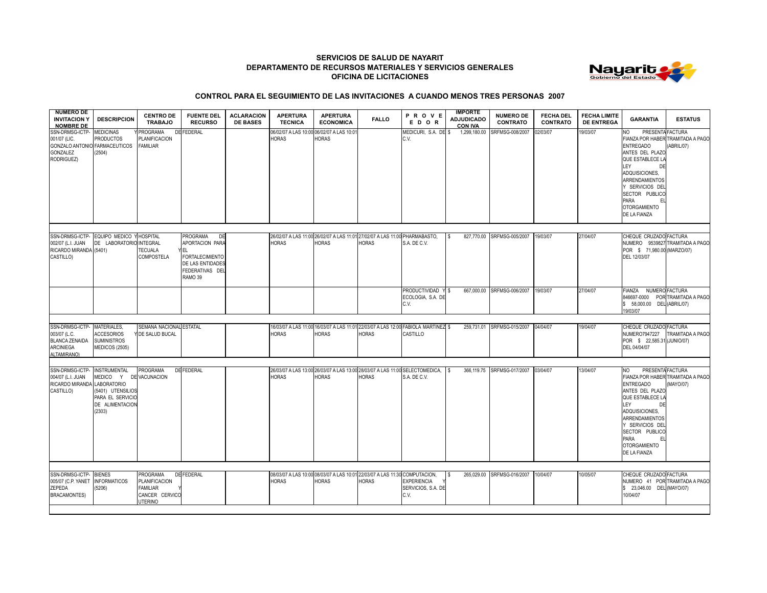**SERVICIOS DE SALUD DE NAYARIT**
**DEPARTAMENTO DE RECURSOS MATERIALES Y SERVICIOS GENERALES**
**OFICINA DE LICITACIONES**

**CONTROL PARA EL SEGUIMIENTO DE LAS INVITACIONES A CUANDO MENOS TRES PERSONAS 2007**

| NUMERO DE INVITACION Y NOMBRE DE | DESCRIPCION | CENTRO DE TRABAJO | FUENTE DEL RECURSO | ACLARACION DE BASES | APERTURA TECNICA | APERTURA ECONOMICA | FALLO | PROVEEDOR | IMPORTE ADJUDICADO CON IVA | NUMERO DE CONTRATO | FECHA DEL CONTRATO | FECHA LIMITE DE ENTREGA | GARANTIA | ESTATUS |
|---|---|---|---|---|---|---|---|---|---|---|---|---|---|---|
| SSN-DRMSG-ICTP-001/07 (LIC. GONZALO ANTONIO GONZALEZ RODRIGUEZ) | MEDICINAS Y PRODUCTOS FARMACEUTICOS (2504) | PROGRAMA DE PLANIFICACION FAMILIAR | FEDERAL | | 06/02/07 A LAS 10:00 HORAS | 06/02/07 A LAS 10:01 HORAS | | MEDICURI, S.A. DE C.V. | $ 1,299,180.00 | SRFMSG-008/2007 | 02/03/07 | 19/03/07 | NO PRESENTA FIANZA POR HABER ENTREGADO ANTES DEL PLAZO QUE ESTABLECE LA LEY DE ADQUISICIONES, ARRENDAMIENTOS Y SERVICIOS DEL SECTOR PUBLICO PARA EL OTORGAMIENTO DE LA FIANZA | FACTURA TRAMITADA A PAGO (ABRIL/07) |
| SSN-DRMSG-ICTP-002/07 (L.I. JUAN RICARDO MIRANDA CASTILLO) | EQUIPO MEDICO Y DE LABORATORIO (5401) | HOSPITAL INTEGRAL TECUALA Y COMPOSTELA | PROGRAMA DE APORTACION PARA EL FORTALECIMIENTO DE LAS ENTIDADES FEDERATIVAS DEL RAMO 39 | | 26/02/07 A LAS 11:00 HORAS | 26/02/07 A LAS 11:01 HORAS | 27/02/07 A LAS 11:00 HORAS | PHARMABASTO, S.A. DE C.V. | $ 827,770.00 | SRFMSG-005/2007 | 19/03/07 | 27/04/07 | CHEQUE CRUZADO NUMERO 9539827 POR $ 71,980.00 DEL 12/03/07 | FACTURA TRAMITADA A PAGO (MARZO/07) |
| | | | | | | | | PRODUCTIVIDAD Y ECOLOGIA, S.A. DE C.V. | $ 667,000.00 | SRFMSG-006/2007 | 19/03/07 | 27/04/07 | FIANZA NUMERO 846697-0000 POR $ 58,000.00 DEL 19/03/07 | FACTURA TRAMITADA A PAGO (ABRIL/07) |
| SSN-DRMSG-ICTP-003/07 (L.C. BLANCA ZENAIDA ARCINIEGA ALTAMIRANO) | MATERIALES, ACCESORIOS Y SUMINISTROS MEDICOS (2505) | SEMANA NACIONAL DE SALUD BUCAL | ESTATAL | | 16/03/07 A LAS 11:00 HORAS | 16/03/07 A LAS 11:01 HORAS | 22/03/07 A LAS 12:00 HORAS | FABIOLA MARTINEZ CASTILLO | $ 259,731.01 | SRFMSG-015/2007 | 04/04/07 | 19/04/07 | CHEQUE CRUZADO NUMERO7947227 POR $ 22,585.31 DEL 04/04/07 | FACTURA TRAMITADA A PAGO (JUNIO/07) |
| SSN-DRMSG-ICTP-004/07 (L.I. JUAN RICARDO MIRANDA CASTILLO) | INSTRUMENTAL MEDICO Y DE LABORATORIO (5401) UTENSILIOS PARA EL SERVICIO DE ALIMENTACION (2303) | PROGRAMA DE VACUNACION | FEDERAL | | 26/03/07 A LAS 13:00 HORAS | 26/03/07 A LAS 13:00 HORAS | 28/03/07 A LAS 11:00 HORAS | SELECTOMEDICA, S.A. DE C.V. | $ 366,119.75 | SRFMSG-017/2007 | 03/04/07 | 13/04/07 | NO PRESENTA FIANZA POR HABER ENTREGADO ANTES DEL PLAZO QUE ESTABLECE LA LEY DE ADQUISICIONES, ARRENDAMIENTOS Y SERVICIOS DEL SECTOR PUBLICO PARA EL OTORGAMIENTO DE LA FIANZA | FACTURA TRAMITADA A PAGO (MAYO/07) |
| SSN-DRMSG-ICTP-005/07 (C.P. YANET ZEPEDA BRACAMONTES) | BIENES INFORMATICOS (5206) | PROGRAMA DE PLANIFICACION FAMILIAR Y CANCER CERVICO UTERINO | FEDERAL | | 08/03/07 A LAS 10:00 HORAS | 08/03/07 A LAS 10:01 HORAS | 22/03/07 A LAS 11:30 HORAS | COMPUTACION, EXPERIENCIA Y SERVICIOS, S.A. DE C.V. | $ 265,029.00 | SRFMSG-016/2007 | 10/04/07 | 10/05/07 | CHEQUE CRUZADO NUMERO 41 POR $ 23,046.00 DEL 10/04/07 | FACTURA TRAMITADA A PAGO (MAYO/07) |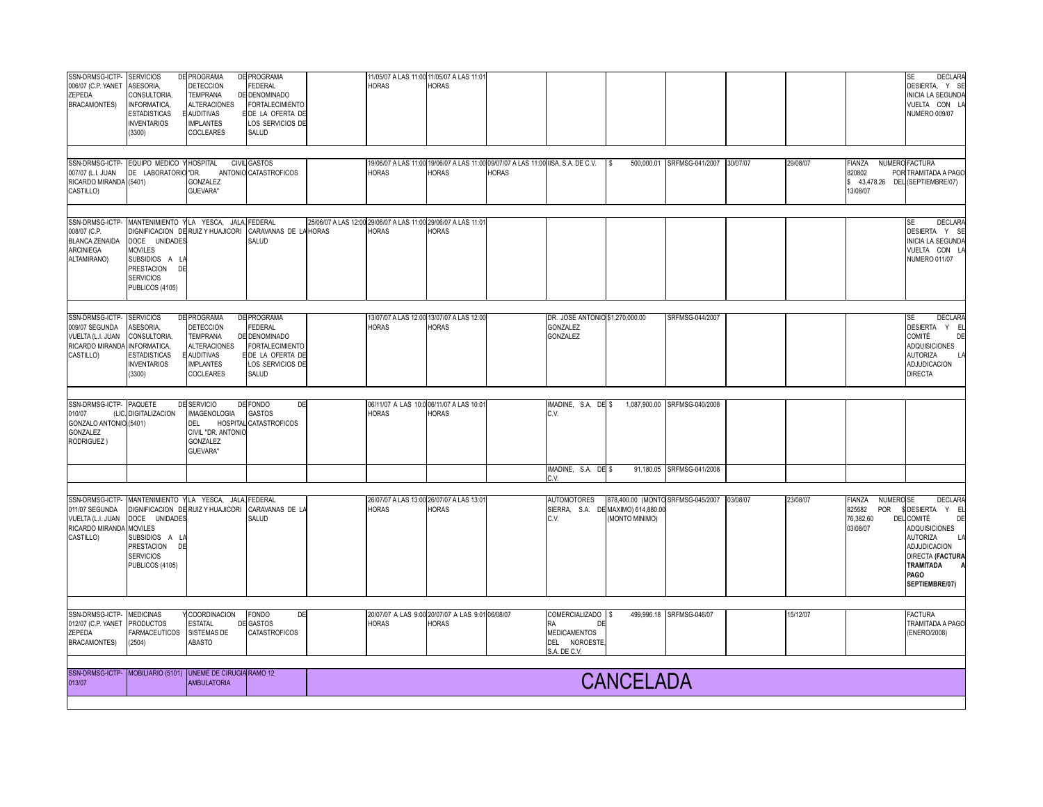| | | | | | | | | | | | | | | |
|---|---|---|---|---|---|---|---|---|---|---|---|---|---|---|
| SSN-DRMSG-ICTP-006/07 (C.P. YANET ZEPEDA BRACAMONTES) | SERVICIOS DE ASESORIA, CONSULTORIA, INFORMATICA, ESTADISTICAS E INVENTARIOS (3300) | PROGRAMA DE DETECCION TEMPRANA DE ALTERACIONES AUDITIVAS E IMPLANTES COCLEARES | PROGRAMA FEDERAL DENOMINADO FORTALECIMIENTO DE LA OFERTA DE LOS SERVICIOS DE SALUD | | 11/05/07 A LAS 11:00 HORAS | 11/05/07 A LAS 11:01 HORAS | | | | | | | | SE DECLARA DESIERTA, Y SE INICIA LA SEGUNDA VUELTA CON LA NUMERO 009/07 |
| SSN-DRMSG-ICTP-007/07 (L.I. JUAN RICARDO MIRANDA CASTILLO) | EQUIPO MEDICO Y DE LABORATORIO (5401) | HOSPITAL CIVIL "DR. ANTONIO GONZALEZ GUEVARA" | GASTOS CATASTROFICOS | | 19/06/07 A LAS 11:00 HORAS | 19/06/07 A LAS 11:00 HORAS | 09/07/07 A LAS 11:00 HORAS | IISA, S.A. DE C.V. | $ 500,000.01 | SRFMSG-041/2007 | 30/07/07 | 29/08/07 | FIANZA NUMERO 820802 POR $ 43,478.26 DEL 13/08/07 | FACTURA TRAMITADA A PAGO (SEPTIEMBRE/07) |
| SSN-DRMSG-ICTP-008/07 (C.P. BLANCA ZENAIDA ARCINIEGA ALTAMIRANO) | MANTENIMIENTO Y DIGNIFICACION DE DOCE UNIDADES MOVILES SUBSIDIOS A LA PRESTACION DE SERVICIOS PUBLICOS (4105) | LA YESCA, JALA, RUIZ Y HUAJICORI | FEDERAL CARAVANAS DE LA SALUD | 25/06/07 A LAS 12:00 HORAS | 29/06/07 A LAS 11:00 HORAS | 29/06/07 A LAS 11:01 HORAS | | | | | | | | SE DECLARA DESIERTA Y SE INICIA LA SEGUNDA VUELTA CON LA NUMERO 011/07 |
| SSN-DRMSG-ICTP-009/07 SEGUNDA VUELTA (L.I. JUAN RICARDO MIRANDA CASTILLO) | SERVICIOS DE ASESORIA, CONSULTORIA, INFORMATICA, ESTADISTICAS E INVENTARIOS (3300) | PROGRAMA DE DETECCION TEMPRANA DE ALTERACIONES AUDITIVAS E IMPLANTES COCLEARES | PROGRAMA FEDERAL DENOMINADO FORTALECIMIENTO DE LA OFERTA DE LOS SERVICIOS DE SALUD | | 13/07/07 A LAS 12:00 HORAS | 13/07/07 A LAS 12:00 HORAS | | DR. JOSE ANTONIO GONZALEZ GONZALEZ | $1,270,000.00 | SRFMSG-044/2007 | | | | SE DECLARA DESIERTA Y EL COMITÉ DE ADQUISICIONES AUTORIZA LA ADJUDICACION DIRECTA |
| SSN-DRMSG-ICTP-010/07 (LIC. GONZALO ANTONIO GONZALEZ RODRIGUEZ ) | PAQUETE DE DIGITALIZACION (5401) | SERVICIO DE IMAGENOLOGIA DEL HOSPITAL CIVIL "DR. ANTONIO GONZALEZ GUEVARA" | FONDO DE GASTOS CATASTROFICOS | | 06/11/07 A LAS 10:0 HORAS | 06/11/07 A LAS 10:01 HORAS | | IMADINE, S.A. DE C.V. | $ 1,087,900.00 | SRFMSG-040/2008 | | | | |
| | | | | | | | | IMADINE, S.A. DE C.V. | $ 91,180.05 | SRFMSG-041/2008 | | | | |
| SSN-DRMSG-ICTP-011/07 SEGUNDA VUELTA (L.I. JUAN RICARDO MIRANDA CASTILLO) | MANTENIMIENTO Y DIGNIFICACION DE DOCE UNIDADES MOVILES SUBSIDIOS A LA PRESTACION DE SERVICIOS PUBLICOS (4105) | LA YESCA, JALA, RUIZ Y HUAJICORI | FEDERAL CARAVANAS DE LA SALUD | | 26/07/07 A LAS 13:00 HORAS | 26/07/07 A LAS 13:01 HORAS | | AUTOMOTORES SIERRA, S.A. DE C.V. | 878,400.00 (MONTO MAXIMO) 614,880.00 (MONTO MINIMO) | SRFMSG-045/2007 | 03/08/07 | 23/08/07 | FIANZA NUMERO 825582 POR $ 76,382.60 DEL 03/08/07 | SE DECLARA DESIERTA Y EL COMITÉ DE ADQUISICIONES AUTORIZA LA ADJUDICACION DIRECTA **(FACTURA TRAMITADA A PAGO SEPTIEMBRE/07)** |
| SSN-DRMSG-ICTP-012/07 (C.P. YANET ZEPEDA BRACAMONTES) | MEDICINAS Y PRODUCTOS FARMACEUTICOS (2504) | COORDINACION ESTATAL DE SISTEMAS DE ABASTO | FONDO DE GASTOS CATASTROFICOS | | 20/07/07 A LAS 9:00 HORAS | 20/07/07 A LAS 9:01 HORAS | 06/08/07 | COMERCIALIZADORA DE MEDICAMENTOS DEL NOROESTE, S.A. DE C.V. | $ 499,996.18 | SRFMSG-046/07 | | 15/12/07 | | FACTURA TRAMITADA A PAGO (ENERO/2008) |
| SSN-DRMSG-ICTP-013/07 | MOBILIARIO (5101) | UNEME DE CIRUGIA AMBULATORIA | RAMO 12 | CANCELADA | | | | | | | | | | |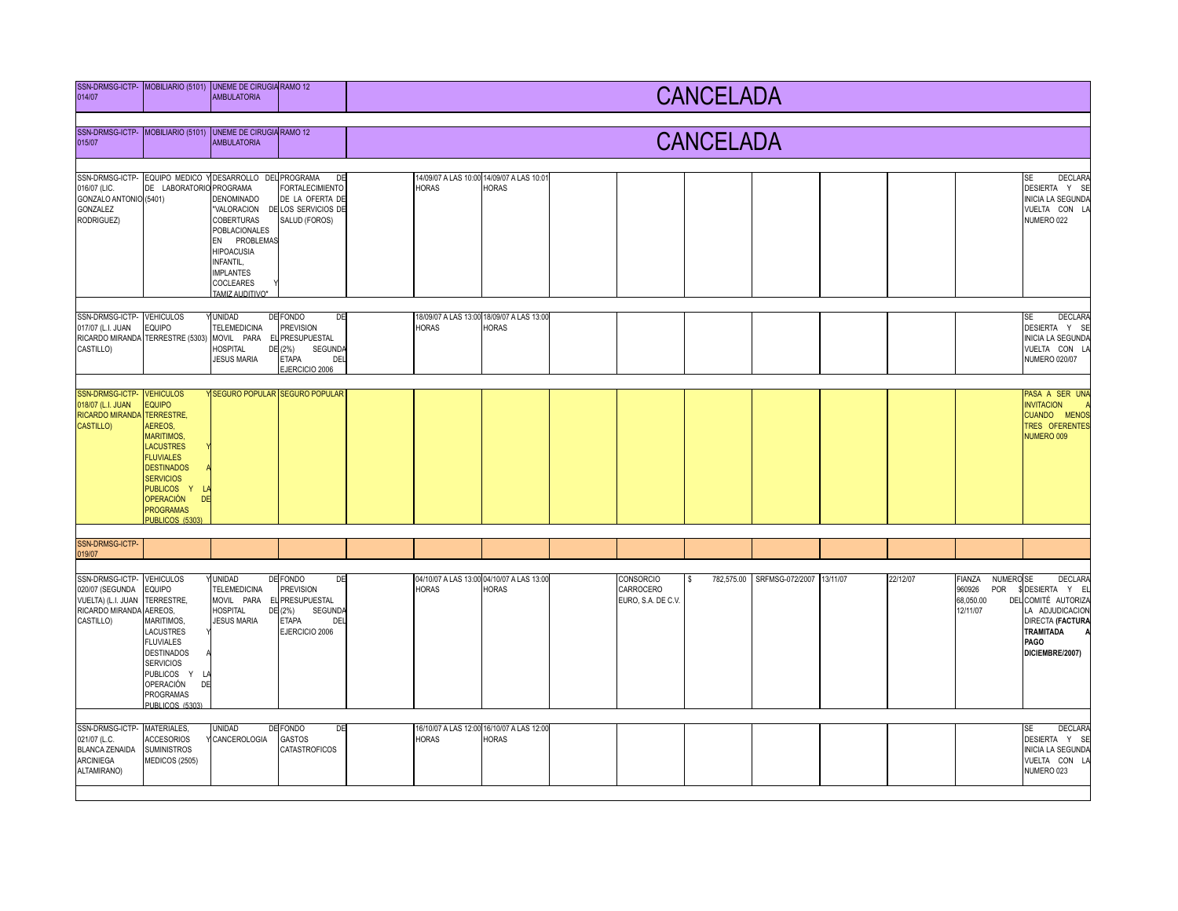| | | | | | | | | | | | | | | |
|---|---|---|---|---|---|---|---|---|---|---|---|---|---|---|
| SSN-DRMSG-ICTP-014/07 | MOBILIARIO (5101) | UNEME DE CIRUGIA AMBULATORIA | RAMO 12 | CANCELADA | | | | | | | | | | |
| SSN-DRMSG-ICTP-015/07 | MOBILIARIO (5101) | UNEME DE CIRUGIA AMBULATORIA | RAMO 12 | CANCELADA | | | | | | | | | | |
| SSN-DRMSG-ICTP-016/07 (LIC. GONZALO ANTONIO GONZALEZ RODRIGUEZ) | EQUIPO MEDICO Y DE LABORATORIO (5401) | DESARROLLO DEL PROGRAMA DENOMINADO "VALORACION DE COBERTURAS POBLACIONALES EN PROBLEMAS HIPOACUSIA INFANTIL, IMPLANTES COCLEARES Y TAMIZ AUDITIVO" | PROGRAMA DE FORTALECIMIENTO DE LA OFERTA DE LOS SERVICIOS DE SALUD (FOROS) | | 14/09/07 A LAS 10:00 HORAS | 14/09/07 A LAS 10:01 HORAS | | | | | | | | SE DECLARA DESIERTA Y SE INICIA LA SEGUNDA VUELTA CON LA NUMERO 022 |
| SSN-DRMSG-ICTP-017/07 (L.I. JUAN RICARDO MIRANDA CASTILLO) | VEHICULOS Y EQUIPO TERRESTRE (5303) | UNIDAD DE TELEMEDICINA MOVIL PARA EL HOSPITAL DE JESUS MARIA | FONDO DE PREVISION PRESUPUESTAL (2%) SEGUNDA ETAPA DEL EJERCICIO 2006 | | 18/09/07 A LAS 13:00 HORAS | 18/09/07 A LAS 13:00 HORAS | | | | | | | | SE DECLARA DESIERTA Y SE INICIA LA SEGUNDA VUELTA CON LA NUMERO 020/07 |
| SSN-DRMSG-ICTP-018/07 (L.I. JUAN RICARDO MIRANDA CASTILLO) | VEHICULOS Y EQUIPO TERRESTRE, AEREOS, MARITIMOS, LACUSTRES Y FLUVIALES DESTINADOS A SERVICIOS PUBLICOS Y LA OPERACIÓN DE PROGRAMAS PUBLICOS (5303) | SEGURO POPULAR | SEGURO POPULAR | | | | | | | | | | | PASA A SER UNA INVITACION A CUANDO MENOS TRES OFERENTES NUMERO 009 |
| SSN-DRMSG-ICTP-019/07 | | | | | | | | | | | | | | |
| SSN-DRMSG-ICTP-020/07 (SEGUNDA VUELTA) (L.I. JUAN RICARDO MIRANDA CASTILLO) | VEHICULOS Y EQUIPO TERRESTRE, AEREOS, MARITIMOS, LACUSTRES Y FLUVIALES DESTINADOS A SERVICIOS PUBLICOS Y LA OPERACIÓN DE PROGRAMAS PUBLICOS (5303) | UNIDAD DE TELEMEDICINA MOVIL PARA EL HOSPITAL DE JESUS MARIA | FONDO DE PREVISION PRESUPUESTAL (2%) SEGUNDA ETAPA DEL EJERCICIO 2006 | | 04/10/07 A LAS 13:00 HORAS | 04/10/07 A LAS 13:00 HORAS | | CONSORCIO CARROCERO EURO, S.A. DE C.V. | $ 782,575.00 | SRFMSG-072/2007 | 13/11/07 | 22/12/07 | FIANZA NUMERO 960926 POR $ 68,050.00 DEL 12/11/07 | SE DECLARA DESIERTA Y EL COMITÉ AUTORIZA LA ADJUDICACION DIRECTA **(FACTURA TRAMITADA A PAGO DICIEMBRE/2007)** |
| SSN-DRMSG-ICTP-021/07 (L.C. BLANCA ZENAIDA ARCINIEGA ALTAMIRANO) | MATERIALES, ACCESORIOS Y SUMINISTROS MEDICOS (2505) | UNIDAD DE CANCEROLOGIA | FONDO DE GASTOS CATASTROFICOS | | 16/10/07 A LAS 12:00 HORAS | 16/10/07 A LAS 12:00 HORAS | | | | | | | | SE DECLARA DESIERTA Y SE INICIA LA SEGUNDA VUELTA CON LA NUMERO 023 |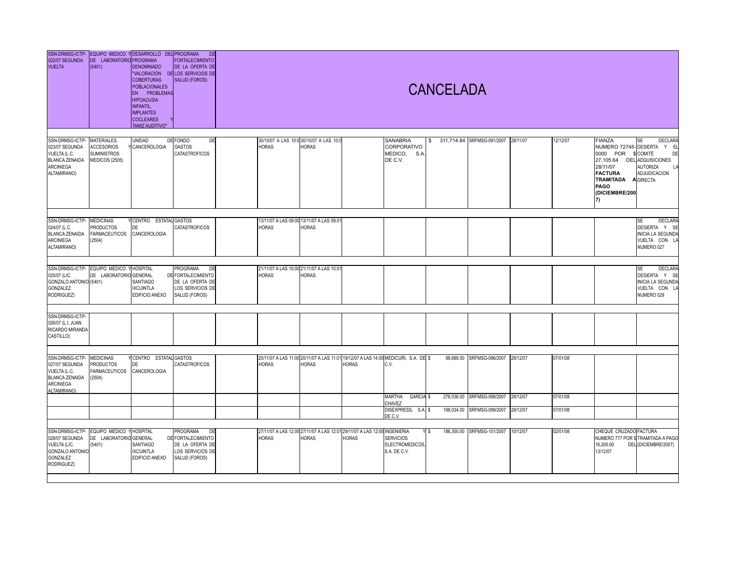| | | | | | | | | | | | | | | |
|---|---|---|---|---|---|---|---|---|---|---|---|---|---|---|
| SSN-DRMSG-ICTP-022/07 SEGUNDA VUELTA | EQUIPO MEDICO Y DE LABORATORIO (5401) | DESARROLLO DEL PROGRAMA DENOMINADO "VALORACION DE COBERTURAS POBLACIONALES EN PROBLEMAS HIPOACUSIA INFANTIL, IMPLANTES COCLEARES Y TAMIZ AUDITIVO" | PROGRAMA DE FORTALECIMIENTO DE LA OFERTA DE LOS SERVICIOS DE SALUD (FOROS) | CANCELADA | | | | | | | | | | |
| SSN-DRMSG-ICTP-023/07 SEGUNDA VUELTA (L.C. BLANCA ZENAIDA ARCINIEGA ALTAMIRANO) | MATERIALES, ACCESORIOS Y SUMINISTROS MEDICOS (2505) | UNIDAD DE CANCEROLOGIA | FONDO DE GASTOS CATASTROFICOS | | 30/10/07 A LAS 10:0 HORAS | 30/10/07 A LAS 10:0 HORAS | | SANABRIA CORPORATIVO MEDICO, S.A. DE C.V. | $ 311,714.84 | SRFMSG-091/2007 | 28/11/07 | 12/12/07 | FIANZA NUMERO 72745-0000 POR $ 27,105.64 DEL 28/11/07 **FACTURA TRAMITADA A PAGO (DICIEMBRE/2007)** | SE DECLARA DESIERTA Y EL COMITÉ DE ADQUISICIONES AUTORIZA LA ADJUDICACION DIRECTA |
| SSN-DRMSG-ICTP-024/07 (L.C. BLANCA ZENAIDA ARCINIEGA ALTAMIRANO) | MEDICINAS Y PRODUCTOS FARMACEUTICOS (2504) | CENTRO ESTATAL DE CANCEROLOGIA | GASTOS CATASTROFICOS | | 13/11/07 A LAS 09:00 HORAS | 13/11/07 A LAS 09:01 HORAS | | | | | | | | SE DECLARA DESIERTA Y SE INICIA LA SEGUNDA VUELTA CON LA NUMERO 027 |
| SSN-DRMSG-ICTP-025/07 (LIC. GONZALO ANTONIO GONZALEZ RODRIGUEZ) | EQUIPO MEDICO Y DE LABORATORIO (5401) | HOSPITAL GENERAL SANTIAGO IXCUINTLA EDIFICIO ANEXO | PROGRAMA DE FORTALECIMIENTO DE LA OFERTA DE LOS SERVICIOS DE SALUD (FOROS) | | 21/11/07 A LAS 10:00 HORAS | 21/11/07 A LAS 10:01 HORAS | | | | | | | | SE DECLARA DESIERTA Y SE INICIA LA SEGUNDA VUELTA CON LA NUMERO 028 |
| SSN-DRMSG-ICTP-026/07 (L.I. JUAN RICARDO MIRANDA CASTILLO) | | | | | | | | | | | | | | |
| SSN-DRMSG-ICTP-027/07 SEGUNDA VUELTA (L.C. BLANCA ZENAIDA ARCINIEGA ALTAMIRANO) | MEDICINAS Y PRODUCTOS FARMACEUTICOS (2504) | CENTRO ESTATAL DE CANCEROLOGIA | GASTOS CATASTROFICOS | | 20/11/07 A LAS 11:00 HORAS | 20/11/07 A LAS 11:01 HORAS | 19/12/07 A LAS 14:00 HORAS | MEDICURI, S.A. DE C.V. | $ 98,688.50 | SRFMSG-096/2007 | 28/12/07 | 07/01/08 | | |
| | | | | | | | | MARTHA GARCIA CHAVEZ | $ 276,036.00 | SRFMSG-098/2007 | 28/12/07 | 07/01/08 | | |
| | | | | | | | | DISEXPRESS, S.A. DE C.V. | $ 198,034.00 | SRFMSG-099/2007 | 28/12/07 | 07/01/08 | | |
| SSN-DRMSG-ICTP-028/07 SEGUNDA VUELTA (LIC. GONZALO ANTONIO GONZALEZ RODRIGUEZ) | EQUIPO MEDICO Y DE LABORATORIO (5401) | HOSPITAL GENERAL SANTIAGO IXCUINTLA EDIFICIO ANEXO | PROGRAMA DE FORTALECIMIENTO DE LA OFERTA DE LOS SERVICIOS DE SALUD (FOROS) | | 27/11/07 A LAS 12:00 HORAS | 27/11/07 A LAS 12:01 HORAS | 29/11/07 A LAS 12:00 HORAS | INGENIERIA Y SERVICIOS ELECTROMEDICOS, S.A. DE C.V. | $ 186,300.00 | SRFMSG-101/2007 | 10/12/07 | 02/01/08 | CHEQUE CRUZADO NUMERO 777 POR $ 16,200.00 DEL 13/12/07 | FACTURA TRAMITADA A PAGO (DICIEMBRE/2007) |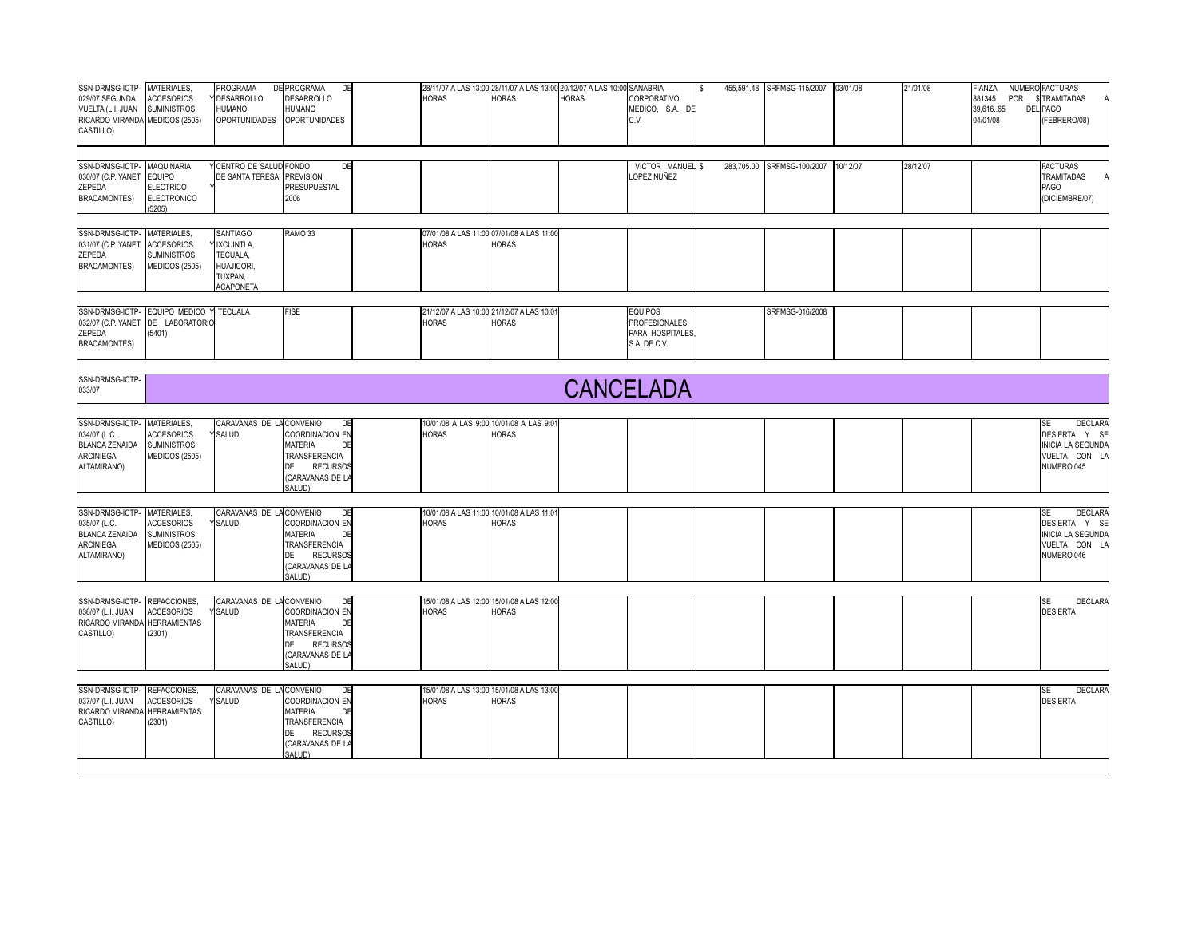| | | | | | | | | | | | | | | |
|---|---|---|---|---|---|---|---|---|---|---|---|---|---|---|
| SSN-DRMSG-ICTP-029/07 SEGUNDA VUELTA (L.I. JUAN RICARDO MIRANDA CASTILLO) | MATERIALES, ACCESORIOS Y SUMINISTROS MEDICOS (2505) | PROGRAMA DE DESARROLLO HUMANO OPORTUNIDADES | PROGRAMA DE DESARROLLO HUMANO OPORTUNIDADES | | 28/11/07 A LAS 13:00 HORAS | 28/11/07 A LAS 13:00 HORAS | 20/12/07 A LAS 10:00 HORAS | SANABRIA CORPORATIVO MEDICO, S.A. DE C.V. | $ 455,591.48 | SRFMSG-115/2007 | 03/01/08 | 21/01/08 | FIANZA NUMERO 881345 POR $ 39,616..65 DEL 04/01/08 | FACTURAS TRAMITADAS A PAGO (FEBRERO/08) |
| SSN-DRMSG-ICTP-030/07 (C.P. YANET ZEPEDA BRACAMONTES) | MAQUINARIA Y EQUIPO ELECTRICO Y ELECTRONICO (5205) | CENTRO DE SALUD DE SANTA TERESA | FONDO DE PREVISION PRESUPUESTAL 2006 | | | | | VICTOR MANUEL LOPEZ NUÑEZ | $ 283,705.00 | SRFMSG-100/2007 | 10/12/07 | 28/12/07 | | FACTURAS TRAMITADAS A PAGO (DICIEMBRE/07) |
| SSN-DRMSG-ICTP-031/07 (C.P. YANET ZEPEDA BRACAMONTES) | MATERIALES, ACCESORIOS Y SUMINISTROS MEDICOS (2505) | SANTIAGO IXCUINTLA, TECUALA, HUAJICORI, TUXPAN, ACAPONETA | RAMO 33 | | 07/01/08 A LAS 11:00 HORAS | 07/01/08 A LAS 11:00 HORAS | | | | | | | | |
| SSN-DRMSG-ICTP-032/07 (C.P. YANET ZEPEDA BRACAMONTES) | EQUIPO MEDICO Y DE LABORATORIO (5401) | TECUALA | FISE | | 21/12/07 A LAS 10:00 HORAS | 21/12/07 A LAS 10:01 HORAS | | EQUIPOS PROFESIONALES PARA HOSPITALES, S.A. DE C.V. | | SRFMSG-016/2008 | | | | |
| SSN-DRMSG-ICTP-033/07 | CANCELADA | | | | | | | | | | | | | |
| SSN-DRMSG-ICTP-034/07 (L.C. BLANCA ZENAIDA ARCINIEGA ALTAMIRANO) | MATERIALES, ACCESORIOS Y SUMINISTROS MEDICOS (2505) | CARAVANAS DE LA SALUD | CONVENIO DE COORDINACION EN MATERIA DE TRANSFERENCIA DE RECURSOS (CARAVANAS DE LA SALUD) | | 10/01/08 A LAS 9:00 HORAS | 10/01/08 A LAS 9:01 HORAS | | | | | | | | SE DECLARA DESIERTA Y SE INICIA LA SEGUNDA VUELTA CON LA NUMERO 045 |
| SSN-DRMSG-ICTP-035/07 (L.C. BLANCA ZENAIDA ARCINIEGA ALTAMIRANO) | MATERIALES, ACCESORIOS Y SUMINISTROS MEDICOS (2505) | CARAVANAS DE LA SALUD | CONVENIO DE COORDINACION EN MATERIA DE TRANSFERENCIA DE RECURSOS (CARAVANAS DE LA SALUD) | | 10/01/08 A LAS 11:00 HORAS | 10/01/08 A LAS 11:01 HORAS | | | | | | | | SE DECLARA DESIERTA Y SE INICIA LA SEGUNDA VUELTA CON LA NUMERO 046 |
| SSN-DRMSG-ICTP-036/07 (L.I. JUAN RICARDO MIRANDA CASTILLO) | REFACCIONES, ACCESORIOS HERRAMIENTAS (2301) | CARAVANAS DE LA SALUD | CONVENIO DE COORDINACION EN MATERIA DE TRANSFERENCIA DE RECURSOS (CARAVANAS DE LA SALUD) | | 15/01/08 A LAS 12:00 HORAS | 15/01/08 A LAS 12:00 HORAS | | | | | | | | SE DECLARA DESIERTA |
| SSN-DRMSG-ICTP-037/07 (L.I. JUAN RICARDO MIRANDA CASTILLO) | REFACCIONES, ACCESORIOS HERRAMIENTAS (2301) | CARAVANAS DE LA SALUD | CONVENIO DE COORDINACION EN MATERIA DE TRANSFERENCIA DE RECURSOS (CARAVANAS DE LA SALUD) | | 15/01/08 A LAS 13:00 HORAS | 15/01/08 A LAS 13:00 HORAS | | | | | | | | SE DECLARA DESIERTA |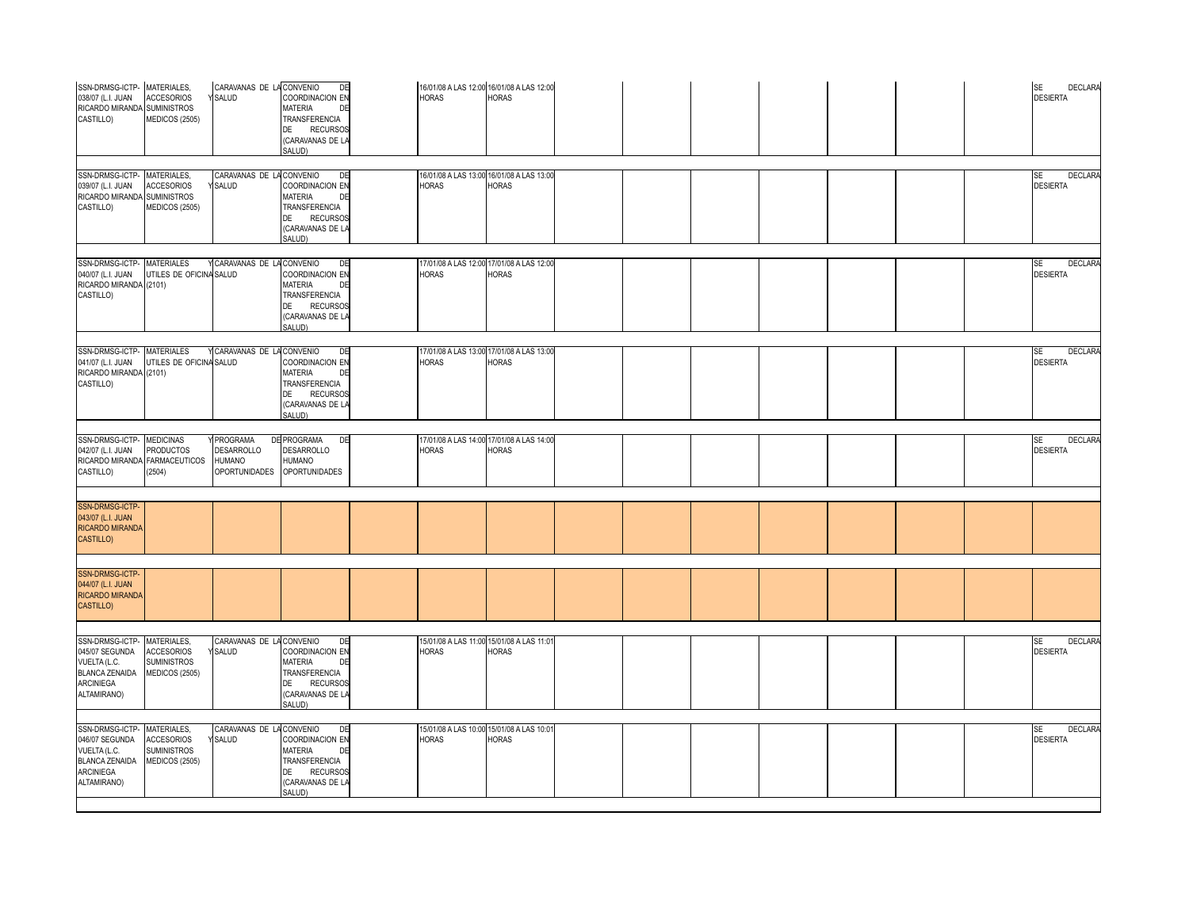| | | | | | | | | | | | | | | | |
|---|---|---|---|---|---|---|---|---|---|---|---|---|---|---|---|
| SSN-DRMSG-ICTP-038/07 (L.I. JUAN RICARDO MIRANDA CASTILLO) | MATERIALES, ACCESORIOS Y SUMINISTROS MEDICOS (2505) | CARAVANAS DE LA SALUD | CONVENIO DE COORDINACION EN MATERIA DE TRANSFERENCIA DE RECURSOS (CARAVANAS DE LA SALUD) | | 16/01/08 A LAS 12:00 HORAS | 16/01/08 A LAS 12:00 HORAS | | | | | | | | | SE DECLARA DESIERTA |
| SSN-DRMSG-ICTP-039/07 (L.I. JUAN RICARDO MIRANDA CASTILLO) | MATERIALES, ACCESORIOS Y SUMINISTROS MEDICOS (2505) | CARAVANAS DE LA SALUD | CONVENIO DE COORDINACION EN MATERIA DE TRANSFERENCIA DE RECURSOS (CARAVANAS DE LA SALUD) | | 16/01/08 A LAS 13:00 HORAS | 16/01/08 A LAS 13:00 HORAS | | | | | | | | | SE DECLARA DESIERTA |
| SSN-DRMSG-ICTP-040/07 (L.I. JUAN RICARDO MIRANDA CASTILLO) | MATERIALES Y UTILES DE OFICINA (2101) | CARAVANAS DE LA SALUD | CONVENIO DE COORDINACION EN MATERIA DE TRANSFERENCIA DE RECURSOS (CARAVANAS DE LA SALUD) | | 17/01/08 A LAS 12:00 HORAS | 17/01/08 A LAS 12:00 HORAS | | | | | | | | | SE DECLARA DESIERTA |
| SSN-DRMSG-ICTP-041/07 (L.I. JUAN RICARDO MIRANDA CASTILLO) | MATERIALES Y UTILES DE OFICINA (2101) | CARAVANAS DE LA SALUD | CONVENIO DE COORDINACION EN MATERIA DE TRANSFERENCIA DE RECURSOS (CARAVANAS DE LA SALUD) | | 17/01/08 A LAS 13:00 HORAS | 17/01/08 A LAS 13:00 HORAS | | | | | | | | | SE DECLARA DESIERTA |
| SSN-DRMSG-ICTP-042/07 (L.I. JUAN RICARDO MIRANDA CASTILLO) | MEDICINAS Y PRODUCTOS FARMACEUTICOS (2504) | PROGRAMA DESARROLLO HUMANO OPORTUNIDADES | PROGRAMA DE DESARROLLO HUMANO OPORTUNIDADES | | 17/01/08 A LAS 14:00 HORAS | 17/01/08 A LAS 14:00 HORAS | | | | | | | | | SE DECLARA DESIERTA |
| SSN-DRMSG-ICTP-043/07 (L.I. JUAN RICARDO MIRANDA CASTILLO) | | | | | | | | | | | | | | | |
| SSN-DRMSG-ICTP-044/07 (L.I. JUAN RICARDO MIRANDA CASTILLO) | | | | | | | | | | | | | | | |
| SSN-DRMSG-ICTP-045/07 SEGUNDA VUELTA (L.C. BLANCA ZENAIDA ARCINIEGA ALTAMIRANO) | MATERIALES, ACCESORIOS SUMINISTROS MEDICOS (2505) | CARAVANAS DE LA SALUD | CONVENIO DE COORDINACION EN MATERIA DE TRANSFERENCIA DE RECURSOS (CARAVANAS DE LA SALUD) | | 15/01/08 A LAS 11:00 HORAS | 15/01/08 A LAS 11:01 HORAS | | | | | | | | | SE DECLARA DESIERTA |
| SSN-DRMSG-ICTP-046/07 SEGUNDA VUELTA (L.C. BLANCA ZENAIDA ARCINIEGA ALTAMIRANO) | MATERIALES, ACCESORIOS SUMINISTROS MEDICOS (2505) | CARAVANAS DE LA SALUD | CONVENIO DE COORDINACION EN MATERIA DE TRANSFERENCIA DE RECURSOS (CARAVANAS DE LA SALUD) | | 15/01/08 A LAS 10:00 HORAS | 15/01/08 A LAS 10:01 HORAS | | | | | | | | | SE DECLARA DESIERTA |